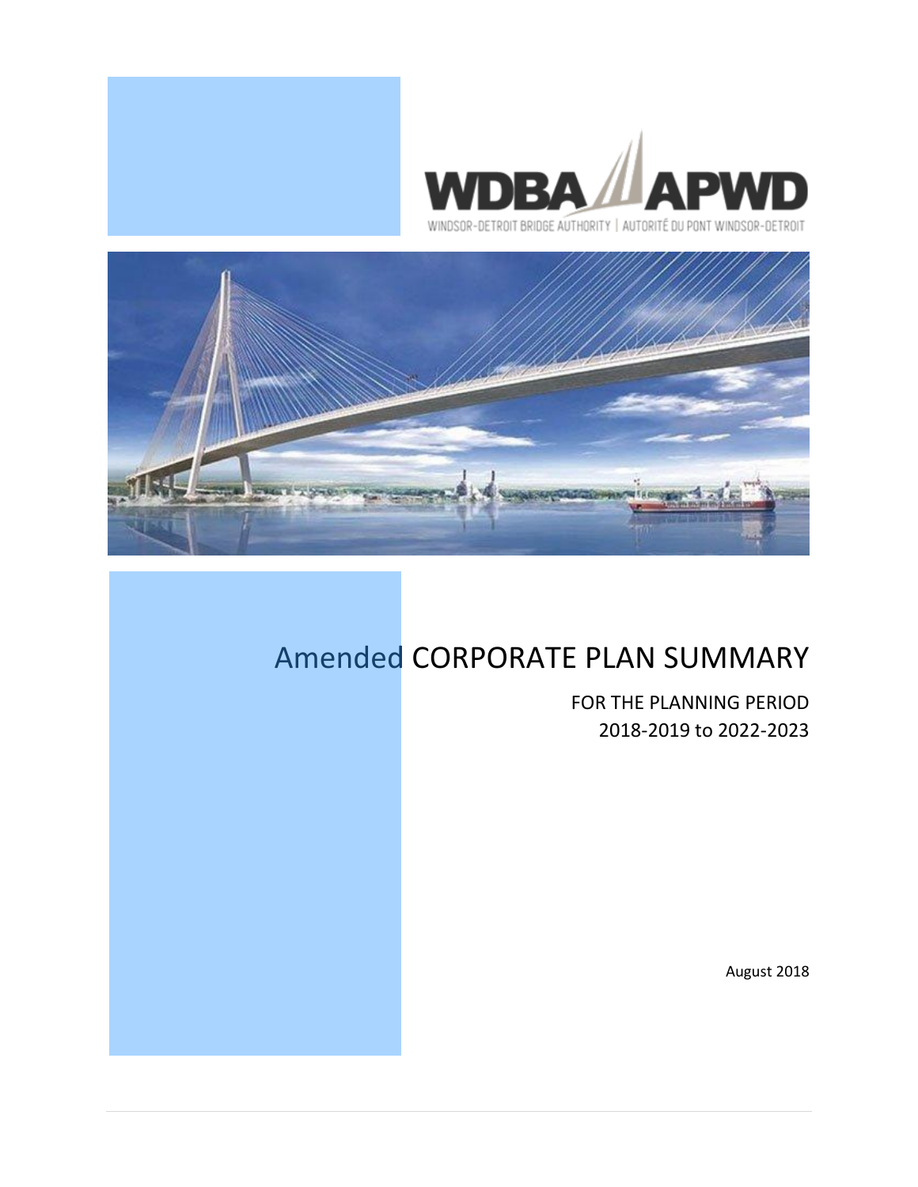WDBA APWD

WINDSOR-DETROIT BRIDGE AUTHORITY | AUTORITÉ DU PONT WINDSOR-DETROIT

# Amended CORPORATE PLAN SUMMARY

FOR THE PLANNING PERIOD
2018-2019 to 2022-2023

August 2018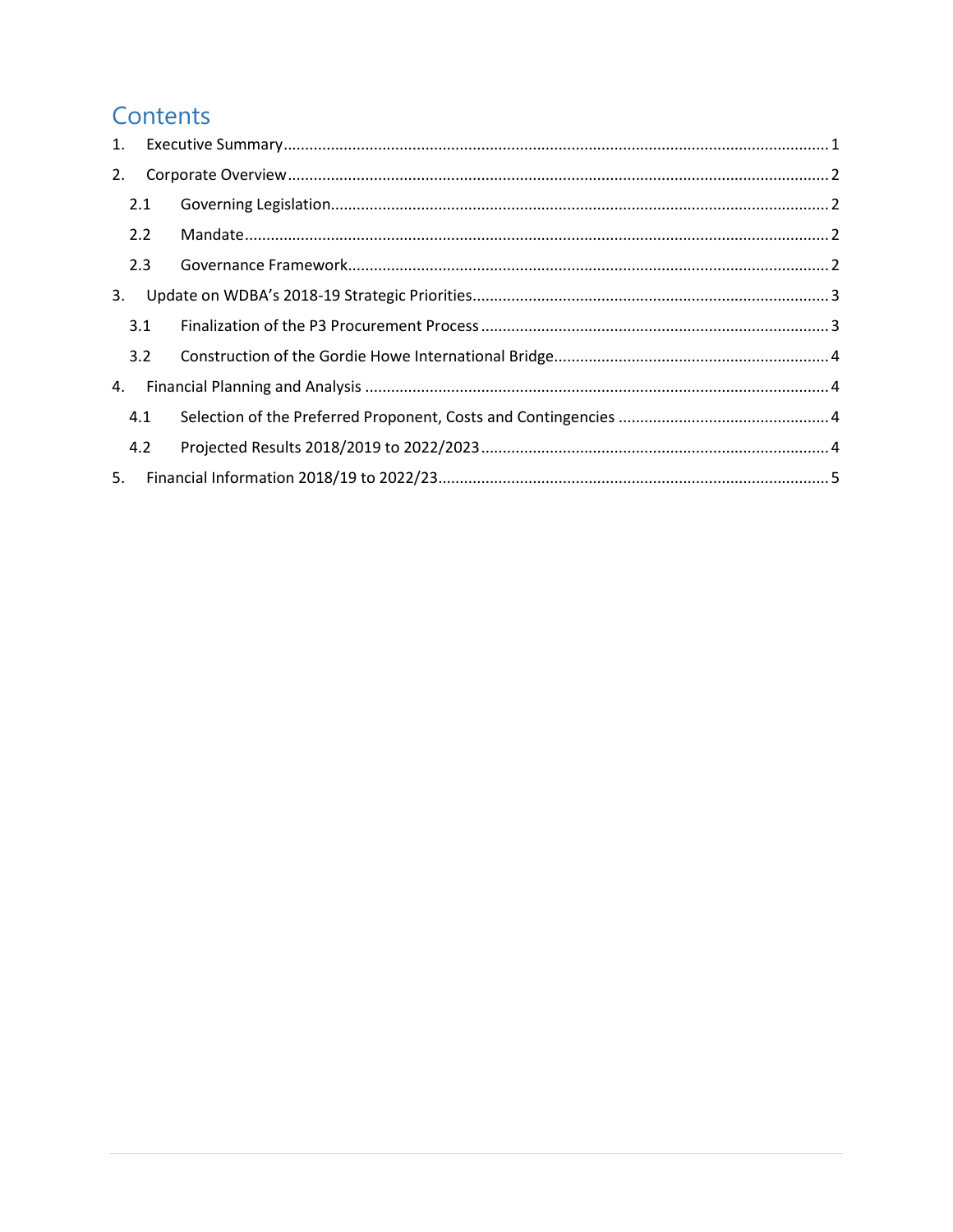# Contents

1. Executive Summary ........................................................................................................................ 1
2. Corporate Overview ........................................................................................................................ 2
   - 2.1 Governing Legislation ........................................................................................................ 2
   - 2.2 Mandate ............................................................................................................................. 2
   - 2.3 Governance Framework ..................................................................................................... 2
3. Update on WDBA's 2018-19 Strategic Priorities ............................................................................ 3
   - 3.1 Finalization of the P3 Procurement Process ...................................................................... 3
   - 3.2 Construction of the Gordie Howe International Bridge ..................................................... 4
4. Financial Planning and Analysis ..................................................................................................... 4
   - 4.1 Selection of the Preferred Proponent, Costs and Contingencies ........................................ 4
   - 4.2 Projected Results 2018/2019 to 2022/2023 ...................................................................... 4
5. Financial Information 2018/19 to 2022/23 ..................................................................................... 5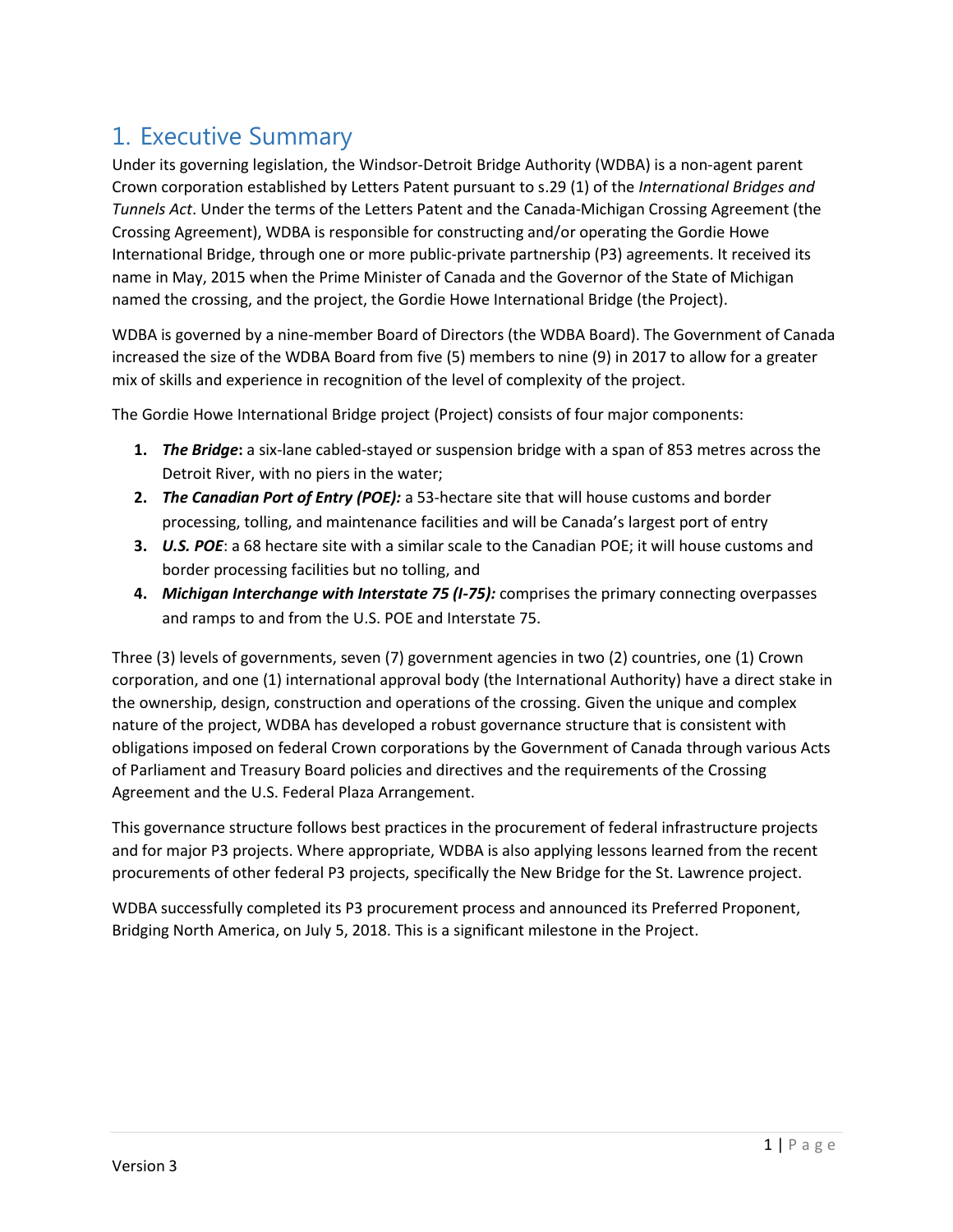# 1. Executive Summary

Under its governing legislation, the Windsor-Detroit Bridge Authority (WDBA) is a non-agent parent Crown corporation established by Letters Patent pursuant to s.29 (1) of the *International Bridges and Tunnels Act*. Under the terms of the Letters Patent and the Canada-Michigan Crossing Agreement (the Crossing Agreement), WDBA is responsible for constructing and/or operating the Gordie Howe International Bridge, through one or more public-private partnership (P3) agreements. It received its name in May, 2015 when the Prime Minister of Canada and the Governor of the State of Michigan named the crossing, and the project, the Gordie Howe International Bridge (the Project).

WDBA is governed by a nine-member Board of Directors (the WDBA Board). The Government of Canada increased the size of the WDBA Board from five (5) members to nine (9) in 2017 to allow for a greater mix of skills and experience in recognition of the level of complexity of the project.

The Gordie Howe International Bridge project (Project) consists of four major components:

1. ***The Bridge*****:** a six-lane cabled-stayed or suspension bridge with a span of 853 metres across the Detroit River, with no piers in the water;
2. ***The Canadian Port of Entry (POE):*** a 53-hectare site that will house customs and border processing, tolling, and maintenance facilities and will be Canada's largest port of entry
3. ***U.S. POE***: a 68 hectare site with a similar scale to the Canadian POE; it will house customs and border processing facilities but no tolling, and
4. ***Michigan Interchange with Interstate 75 (I-75):*** comprises the primary connecting overpasses and ramps to and from the U.S. POE and Interstate 75.

Three (3) levels of governments, seven (7) government agencies in two (2) countries, one (1) Crown corporation, and one (1) international approval body (the International Authority) have a direct stake in the ownership, design, construction and operations of the crossing. Given the unique and complex nature of the project, WDBA has developed a robust governance structure that is consistent with obligations imposed on federal Crown corporations by the Government of Canada through various Acts of Parliament and Treasury Board policies and directives and the requirements of the Crossing Agreement and the U.S. Federal Plaza Arrangement.

This governance structure follows best practices in the procurement of federal infrastructure projects and for major P3 projects. Where appropriate, WDBA is also applying lessons learned from the recent procurements of other federal P3 projects, specifically the New Bridge for the St. Lawrence project.

WDBA successfully completed its P3 procurement process and announced its Preferred Proponent, Bridging North America, on July 5, 2018. This is a significant milestone in the Project.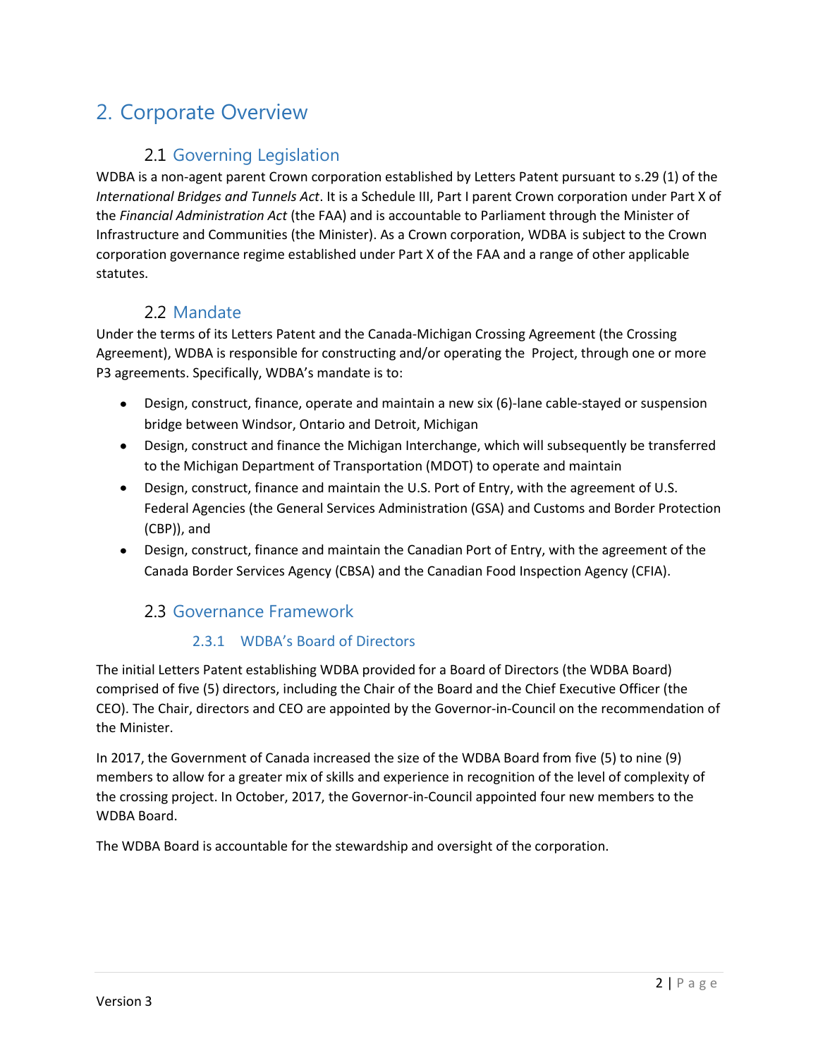# 2. Corporate Overview

## 2.1 Governing Legislation

WDBA is a non-agent parent Crown corporation established by Letters Patent pursuant to s.29 (1) of the *International Bridges and Tunnels Act*. It is a Schedule III, Part I parent Crown corporation under Part X of the *Financial Administration Act* (the FAA) and is accountable to Parliament through the Minister of Infrastructure and Communities (the Minister). As a Crown corporation, WDBA is subject to the Crown corporation governance regime established under Part X of the FAA and a range of other applicable statutes.

## 2.2 Mandate

Under the terms of its Letters Patent and the Canada-Michigan Crossing Agreement (the Crossing Agreement), WDBA is responsible for constructing and/or operating the  Project, through one or more P3 agreements. Specifically, WDBA's mandate is to:

- Design, construct, finance, operate and maintain a new six (6)-lane cable-stayed or suspension bridge between Windsor, Ontario and Detroit, Michigan
- Design, construct and finance the Michigan Interchange, which will subsequently be transferred to the Michigan Department of Transportation (MDOT) to operate and maintain
- Design, construct, finance and maintain the U.S. Port of Entry, with the agreement of U.S. Federal Agencies (the General Services Administration (GSA) and Customs and Border Protection (CBP)), and
- Design, construct, finance and maintain the Canadian Port of Entry, with the agreement of the Canada Border Services Agency (CBSA) and the Canadian Food Inspection Agency (CFIA).

## 2.3 Governance Framework

### 2.3.1 WDBA's Board of Directors

The initial Letters Patent establishing WDBA provided for a Board of Directors (the WDBA Board) comprised of five (5) directors, including the Chair of the Board and the Chief Executive Officer (the CEO). The Chair, directors and CEO are appointed by the Governor-in-Council on the recommendation of the Minister.

In 2017, the Government of Canada increased the size of the WDBA Board from five (5) to nine (9) members to allow for a greater mix of skills and experience in recognition of the level of complexity of the crossing project. In October, 2017, the Governor-in-Council appointed four new members to the WDBA Board.

The WDBA Board is accountable for the stewardship and oversight of the corporation.

Version 3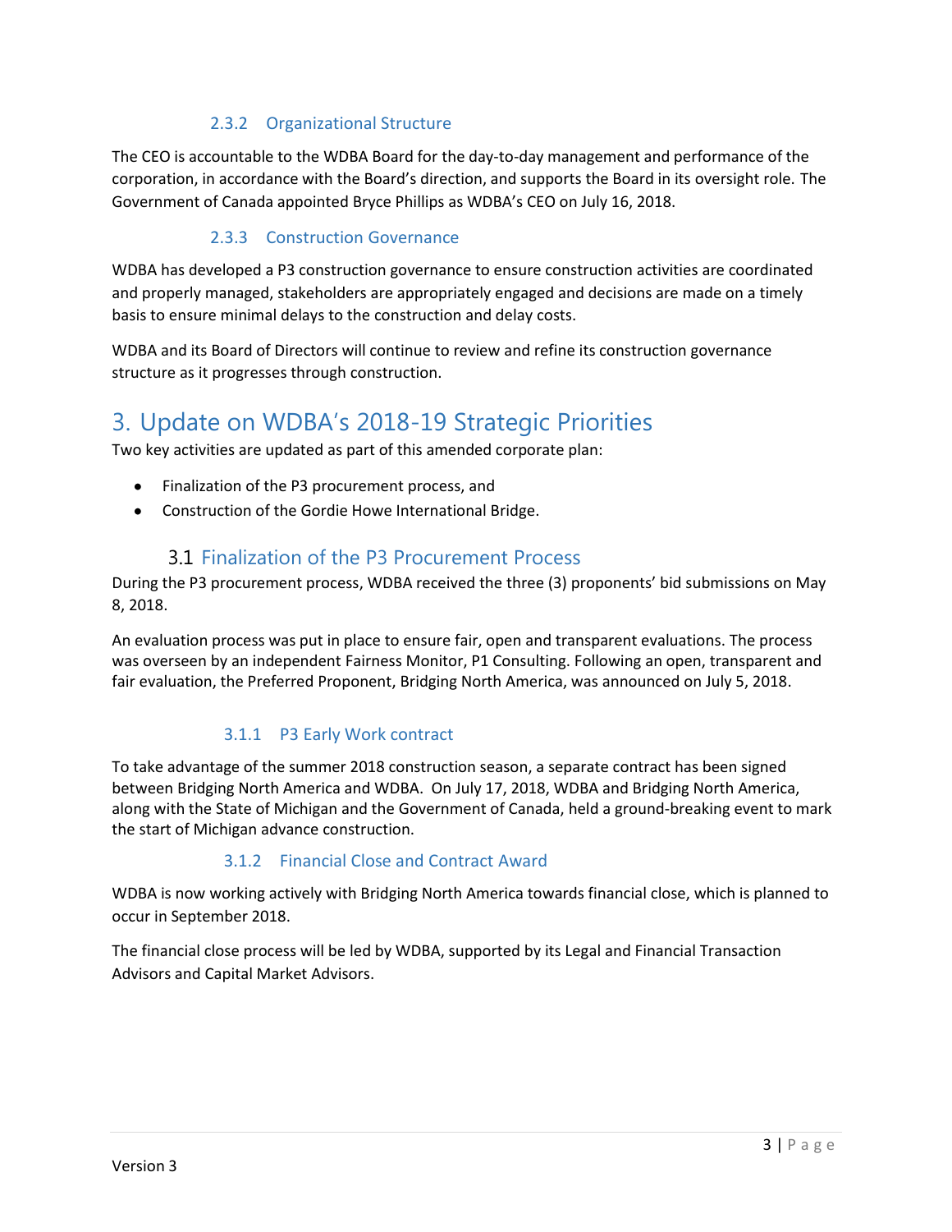#### 2.3.2 Organizational Structure

The CEO is accountable to the WDBA Board for the day-to-day management and performance of the corporation, in accordance with the Board's direction, and supports the Board in its oversight role. The Government of Canada appointed Bryce Phillips as WDBA's CEO on July 16, 2018.

#### 2.3.3 Construction Governance

WDBA has developed a P3 construction governance to ensure construction activities are coordinated and properly managed, stakeholders are appropriately engaged and decisions are made on a timely basis to ensure minimal delays to the construction and delay costs.

WDBA and its Board of Directors will continue to review and refine its construction governance structure as it progresses through construction.

# 3. Update on WDBA's 2018-19 Strategic Priorities

Two key activities are updated as part of this amended corporate plan:

- Finalization of the P3 procurement process, and
- Construction of the Gordie Howe International Bridge.

## 3.1 Finalization of the P3 Procurement Process

During the P3 procurement process, WDBA received the three (3) proponents' bid submissions on May 8, 2018.

An evaluation process was put in place to ensure fair, open and transparent evaluations. The process was overseen by an independent Fairness Monitor, P1 Consulting. Following an open, transparent and fair evaluation, the Preferred Proponent, Bridging North America, was announced on July 5, 2018.

#### 3.1.1 P3 Early Work contract

To take advantage of the summer 2018 construction season, a separate contract has been signed between Bridging North America and WDBA. On July 17, 2018, WDBA and Bridging North America, along with the State of Michigan and the Government of Canada, held a ground-breaking event to mark the start of Michigan advance construction.

#### 3.1.2 Financial Close and Contract Award

WDBA is now working actively with Bridging North America towards financial close, which is planned to occur in September 2018.

The financial close process will be led by WDBA, supported by its Legal and Financial Transaction Advisors and Capital Market Advisors.

Version 3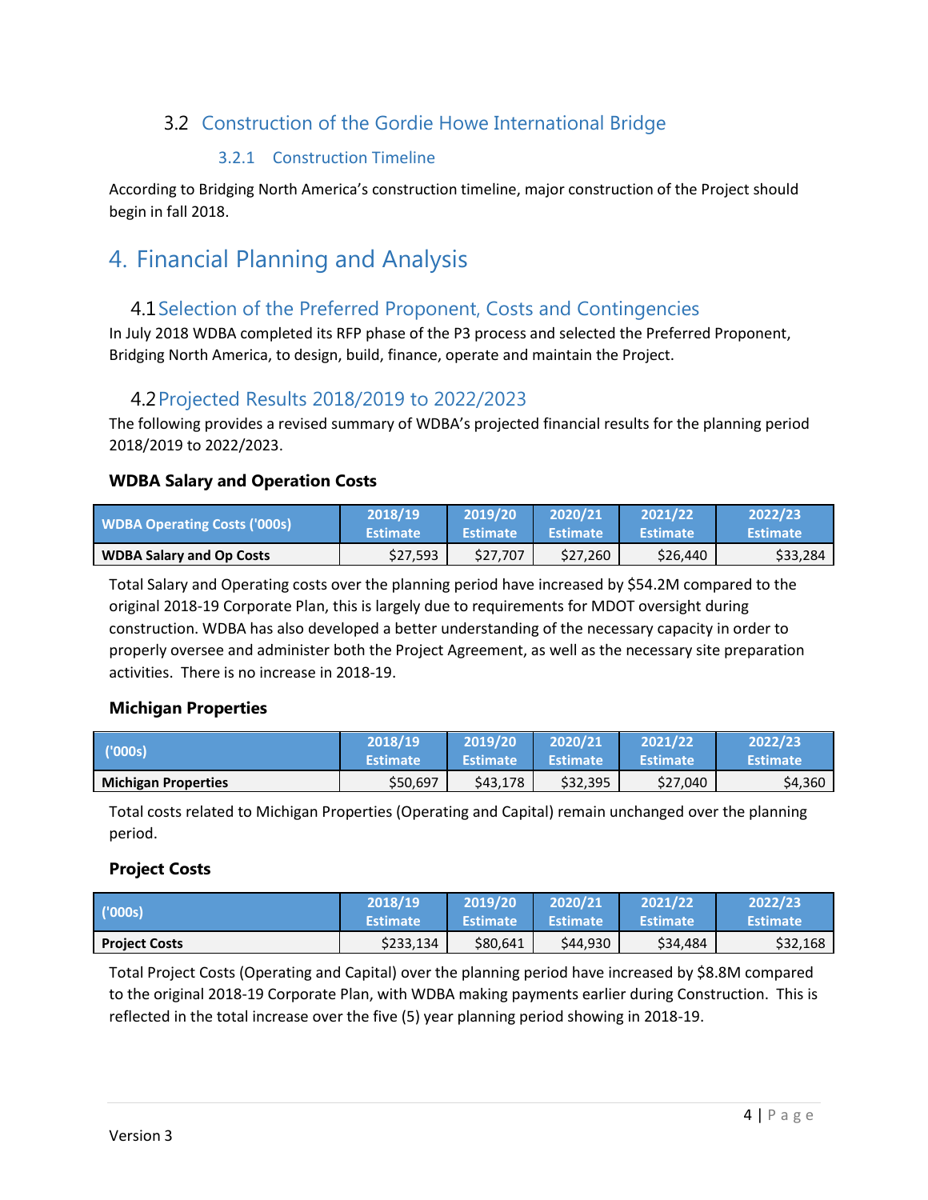## 3.2 Construction of the Gordie Howe International Bridge

### 3.2.1 Construction Timeline

According to Bridging North America's construction timeline, major construction of the Project should begin in fall 2018.

# 4. Financial Planning and Analysis

## 4.1 Selection of the Preferred Proponent, Costs and Contingencies

In July 2018 WDBA completed its RFP phase of the P3 process and selected the Preferred Proponent, Bridging North America, to design, build, finance, operate and maintain the Project.

## 4.2 Projected Results 2018/2019 to 2022/2023

The following provides a revised summary of WDBA's projected financial results for the planning period 2018/2019 to 2022/2023.

**WDBA Salary and Operation Costs**

| WDBA Operating Costs ('000s) | 2018/19 Estimate | 2019/20 Estimate | 2020/21 Estimate | 2021/22 Estimate | 2022/23 Estimate |
|---|---|---|---|---|---|
| **WDBA Salary and Op Costs** | $27,593 | $27,707 | $27,260 | $26,440 | $33,284 |

Total Salary and Operating costs over the planning period have increased by $54.2M compared to the original 2018-19 Corporate Plan, this is largely due to requirements for MDOT oversight during construction. WDBA has also developed a better understanding of the necessary capacity in order to properly oversee and administer both the Project Agreement, as well as the necessary site preparation activities. There is no increase in 2018-19.

**Michigan Properties**

| ('000s) | 2018/19 Estimate | 2019/20 Estimate | 2020/21 Estimate | 2021/22 Estimate | 2022/23 Estimate |
|---|---|---|---|---|---|
| **Michigan Properties** | $50,697 | $43,178 | $32,395 | $27,040 | $4,360 |

Total costs related to Michigan Properties (Operating and Capital) remain unchanged over the planning period.

**Project Costs**

| ('000s) | 2018/19 Estimate | 2019/20 Estimate | 2020/21 Estimate | 2021/22 Estimate | 2022/23 Estimate |
|---|---|---|---|---|---|
| **Project Costs** | $233,134 | $80,641 | $44,930 | $34,484 | $32,168 |

Total Project Costs (Operating and Capital) over the planning period have increased by $8.8M compared to the original 2018-19 Corporate Plan, with WDBA making payments earlier during Construction. This is reflected in the total increase over the five (5) year planning period showing in 2018-19.

Version 3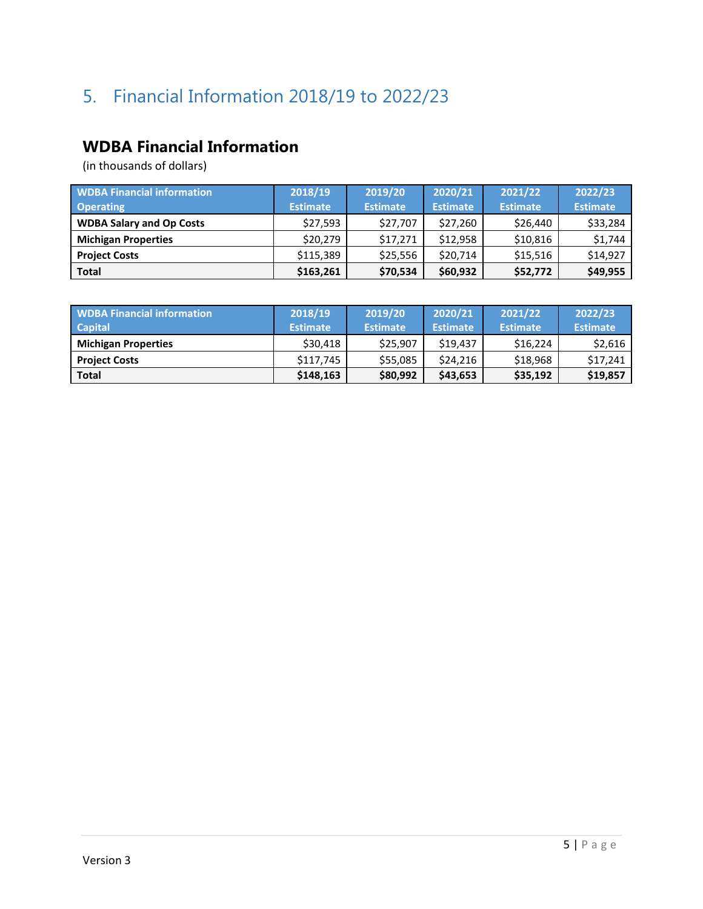# 5. Financial Information 2018/19 to 2022/23

## WDBA Financial Information

(in thousands of dollars)

| WDBA Financial information Operating | 2018/19 Estimate | 2019/20 Estimate | 2020/21 Estimate | 2021/22 Estimate | 2022/23 Estimate |
|---|---|---|---|---|---|
| **WDBA Salary and Op Costs** | $27,593 | $27,707 | $27,260 | $26,440 | $33,284 |
| **Michigan Properties** | $20,279 | $17,271 | $12,958 | $10,816 | $1,744 |
| **Project Costs** | $115,389 | $25,556 | $20,714 | $15,516 | $14,927 |
| **Total** | **$163,261** | **$70,534** | **$60,932** | **$52,772** | **$49,955** |

| WDBA Financial information Capital | 2018/19 Estimate | 2019/20 Estimate | 2020/21 Estimate | 2021/22 Estimate | 2022/23 Estimate |
|---|---|---|---|---|---|
| **Michigan Properties** | $30,418 | $25,907 | $19,437 | $16,224 | $2,616 |
| **Project Costs** | $117,745 | $55,085 | $24,216 | $18,968 | $17,241 |
| **Total** | **$148,163** | **$80,992** | **$43,653** | **$35,192** | **$19,857** |

Version 3